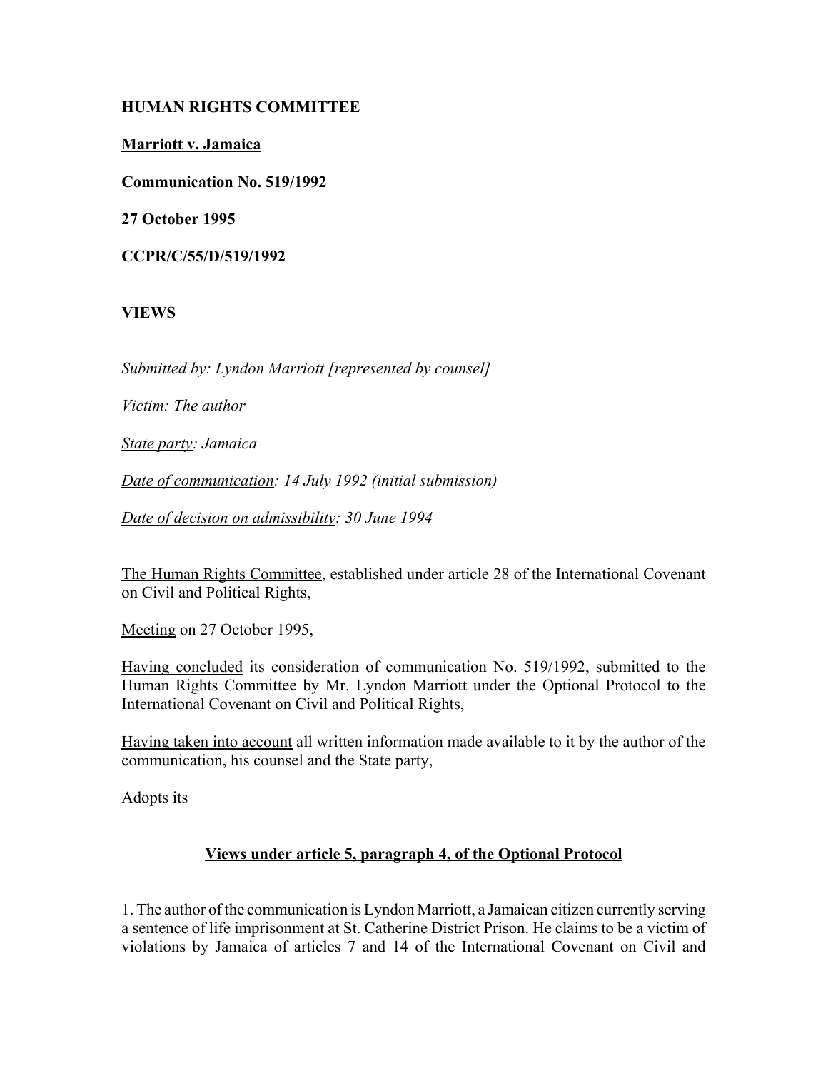**HUMAN RIGHTS COMMITTEE**

**Marriott v. Jamaica**

**Communication No. 519/1992**

**27 October 1995**

**CCPR/C/55/D/519/1992**

**VIEWS**

*Submitted by: Lyndon Marriott [represented by counsel]*

*Victim: The author*

*State party: Jamaica*

*Date of communication: 14 July 1992 (initial submission)*

*Date of decision on admissibility: 30 June 1994*

The Human Rights Committee, established under article 28 of the International Covenant on Civil and Political Rights,

Meeting on 27 October 1995,

Having concluded its consideration of communication No. 519/1992, submitted to the Human Rights Committee by Mr. Lyndon Marriott under the Optional Protocol to the International Covenant on Civil and Political Rights,

Having taken into account all written information made available to it by the author of the communication, his counsel and the State party,

Adopts its

**Views under article 5, paragraph 4, of the Optional Protocol**

1. The author of the communication is Lyndon Marriott, a Jamaican citizen currently serving a sentence of life imprisonment at St. Catherine District Prison. He claims to be a victim of violations by Jamaica of articles 7 and 14 of the International Covenant on Civil and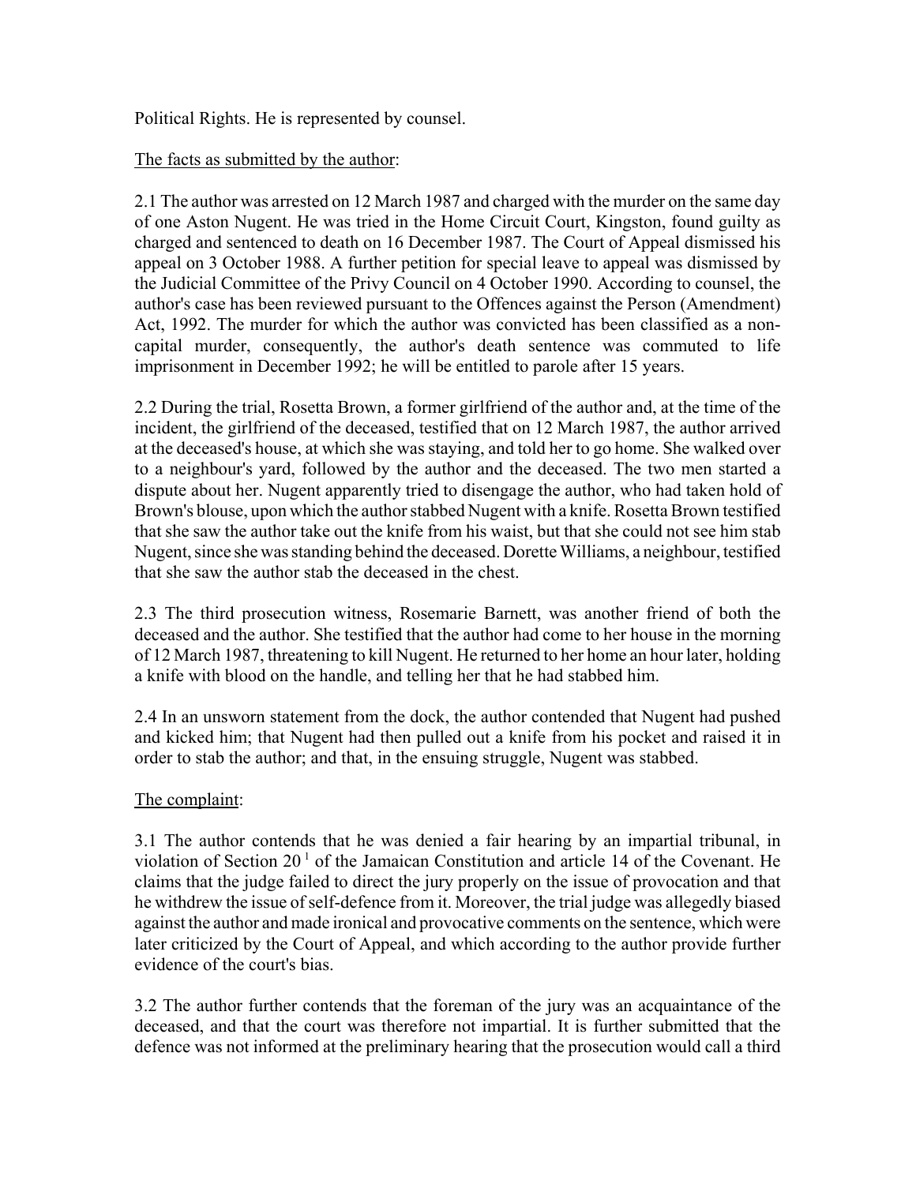Political Rights. He is represented by counsel.

The facts as submitted by the author:

2.1 The author was arrested on 12 March 1987 and charged with the murder on the same day of one Aston Nugent. He was tried in the Home Circuit Court, Kingston, found guilty as charged and sentenced to death on 16 December 1987. The Court of Appeal dismissed his appeal on 3 October 1988. A further petition for special leave to appeal was dismissed by the Judicial Committee of the Privy Council on 4 October 1990. According to counsel, the author's case has been reviewed pursuant to the Offences against the Person (Amendment) Act, 1992. The murder for which the author was convicted has been classified as a non-capital murder, consequently, the author's death sentence was commuted to life imprisonment in December 1992; he will be entitled to parole after 15 years.

2.2 During the trial, Rosetta Brown, a former girlfriend of the author and, at the time of the incident, the girlfriend of the deceased, testified that on 12 March 1987, the author arrived at the deceased's house, at which she was staying, and told her to go home. She walked over to a neighbour's yard, followed by the author and the deceased. The two men started a dispute about her. Nugent apparently tried to disengage the author, who had taken hold of Brown's blouse, upon which the author stabbed Nugent with a knife. Rosetta Brown testified that she saw the author take out the knife from his waist, but that she could not see him stab Nugent, since she was standing behind the deceased. Dorette Williams, a neighbour, testified that she saw the author stab the deceased in the chest.

2.3 The third prosecution witness, Rosemarie Barnett, was another friend of both the deceased and the author. She testified that the author had come to her house in the morning of 12 March 1987, threatening to kill Nugent. He returned to her home an hour later, holding a knife with blood on the handle, and telling her that he had stabbed him.

2.4 In an unsworn statement from the dock, the author contended that Nugent had pushed and kicked him; that Nugent had then pulled out a knife from his pocket and raised it in order to stab the author; and that, in the ensuing struggle, Nugent was stabbed.

The complaint:

3.1 The author contends that he was denied a fair hearing by an impartial tribunal, in violation of Section 20 [1] of the Jamaican Constitution and article 14 of the Covenant. He claims that the judge failed to direct the jury properly on the issue of provocation and that he withdrew the issue of self-defence from it. Moreover, the trial judge was allegedly biased against the author and made ironical and provocative comments on the sentence, which were later criticized by the Court of Appeal, and which according to the author provide further evidence of the court's bias.

3.2 The author further contends that the foreman of the jury was an acquaintance of the deceased, and that the court was therefore not impartial. It is further submitted that the defence was not informed at the preliminary hearing that the prosecution would call a third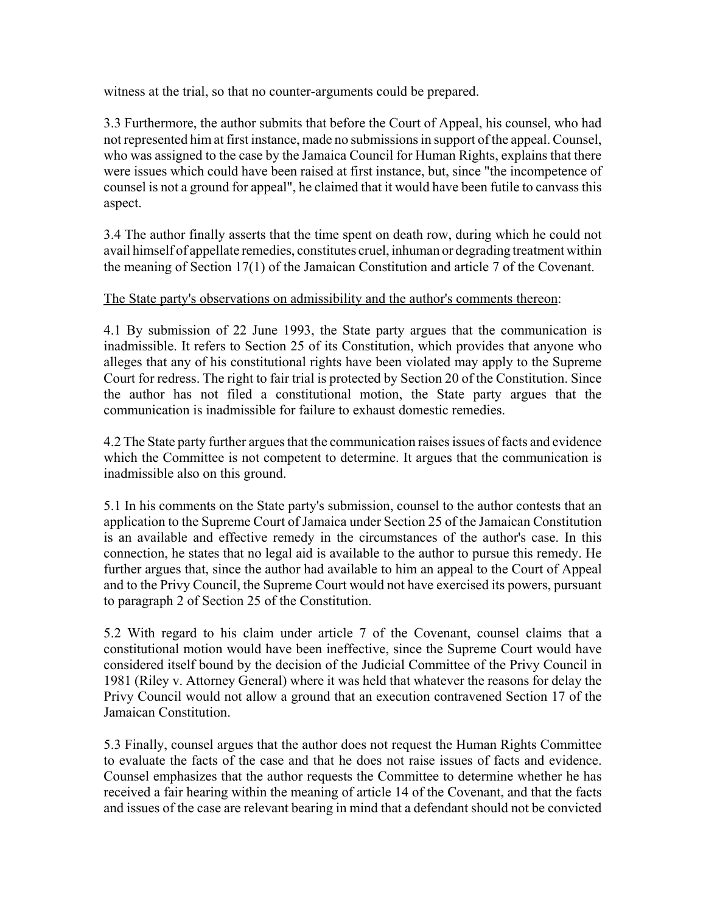witness at the trial, so that no counter-arguments could be prepared.

3.3 Furthermore, the author submits that before the Court of Appeal, his counsel, who had not represented him at first instance, made no submissions in support of the appeal. Counsel, who was assigned to the case by the Jamaica Council for Human Rights, explains that there were issues which could have been raised at first instance, but, since "the incompetence of counsel is not a ground for appeal", he claimed that it would have been futile to canvass this aspect.

3.4 The author finally asserts that the time spent on death row, during which he could not avail himself of appellate remedies, constitutes cruel, inhuman or degrading treatment within the meaning of Section 17(1) of the Jamaican Constitution and article 7 of the Covenant.

The State party's observations on admissibility and the author's comments thereon:

4.1 By submission of 22 June 1993, the State party argues that the communication is inadmissible. It refers to Section 25 of its Constitution, which provides that anyone who alleges that any of his constitutional rights have been violated may apply to the Supreme Court for redress. The right to fair trial is protected by Section 20 of the Constitution. Since the author has not filed a constitutional motion, the State party argues that the communication is inadmissible for failure to exhaust domestic remedies.

4.2 The State party further argues that the communication raises issues of facts and evidence which the Committee is not competent to determine. It argues that the communication is inadmissible also on this ground.

5.1 In his comments on the State party's submission, counsel to the author contests that an application to the Supreme Court of Jamaica under Section 25 of the Jamaican Constitution is an available and effective remedy in the circumstances of the author's case. In this connection, he states that no legal aid is available to the author to pursue this remedy. He further argues that, since the author had available to him an appeal to the Court of Appeal and to the Privy Council, the Supreme Court would not have exercised its powers, pursuant to paragraph 2 of Section 25 of the Constitution.

5.2 With regard to his claim under article 7 of the Covenant, counsel claims that a constitutional motion would have been ineffective, since the Supreme Court would have considered itself bound by the decision of the Judicial Committee of the Privy Council in 1981 (Riley v. Attorney General) where it was held that whatever the reasons for delay the Privy Council would not allow a ground that an execution contravened Section 17 of the Jamaican Constitution.

5.3 Finally, counsel argues that the author does not request the Human Rights Committee to evaluate the facts of the case and that he does not raise issues of facts and evidence. Counsel emphasizes that the author requests the Committee to determine whether he has received a fair hearing within the meaning of article 14 of the Covenant, and that the facts and issues of the case are relevant bearing in mind that a defendant should not be convicted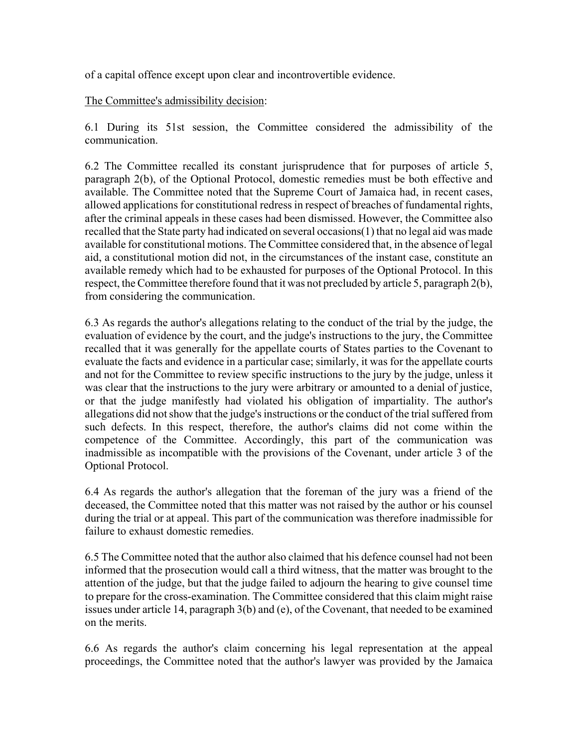of a capital offence except upon clear and incontrovertible evidence.

<u>The Committee's admissibility decision</u>:

6.1 During its 51st session, the Committee considered the admissibility of the communication.

6.2 The Committee recalled its constant jurisprudence that for purposes of article 5, paragraph 2(b), of the Optional Protocol, domestic remedies must be both effective and available. The Committee noted that the Supreme Court of Jamaica had, in recent cases, allowed applications for constitutional redress in respect of breaches of fundamental rights, after the criminal appeals in these cases had been dismissed. However, the Committee also recalled that the State party had indicated on several occasions(1) that no legal aid was made available for constitutional motions. The Committee considered that, in the absence of legal aid, a constitutional motion did not, in the circumstances of the instant case, constitute an available remedy which had to be exhausted for purposes of the Optional Protocol. In this respect, the Committee therefore found that it was not precluded by article 5, paragraph 2(b), from considering the communication.

6.3 As regards the author's allegations relating to the conduct of the trial by the judge, the evaluation of evidence by the court, and the judge's instructions to the jury, the Committee recalled that it was generally for the appellate courts of States parties to the Covenant to evaluate the facts and evidence in a particular case; similarly, it was for the appellate courts and not for the Committee to review specific instructions to the jury by the judge, unless it was clear that the instructions to the jury were arbitrary or amounted to a denial of justice, or that the judge manifestly had violated his obligation of impartiality. The author's allegations did not show that the judge's instructions or the conduct of the trial suffered from such defects. In this respect, therefore, the author's claims did not come within the competence of the Committee. Accordingly, this part of the communication was inadmissible as incompatible with the provisions of the Covenant, under article 3 of the Optional Protocol.

6.4 As regards the author's allegation that the foreman of the jury was a friend of the deceased, the Committee noted that this matter was not raised by the author or his counsel during the trial or at appeal. This part of the communication was therefore inadmissible for failure to exhaust domestic remedies.

6.5 The Committee noted that the author also claimed that his defence counsel had not been informed that the prosecution would call a third witness, that the matter was brought to the attention of the judge, but that the judge failed to adjourn the hearing to give counsel time to prepare for the cross-examination. The Committee considered that this claim might raise issues under article 14, paragraph 3(b) and (e), of the Covenant, that needed to be examined on the merits.

6.6 As regards the author's claim concerning his legal representation at the appeal proceedings, the Committee noted that the author's lawyer was provided by the Jamaica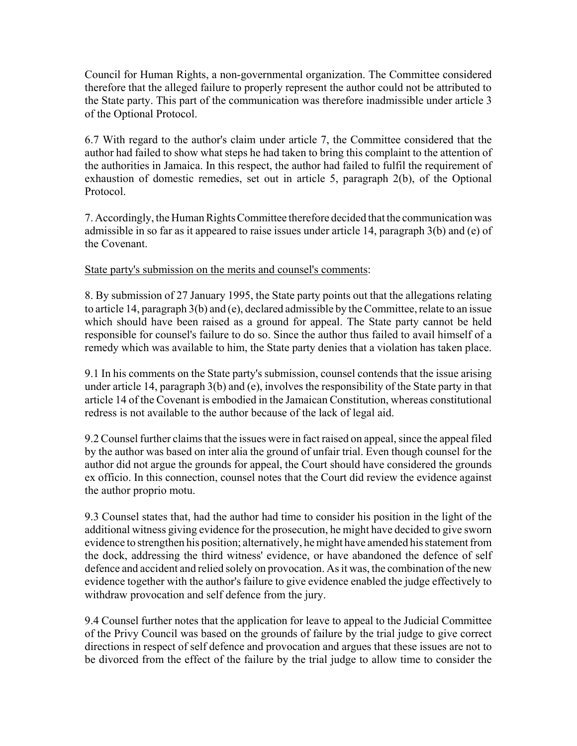Council for Human Rights, a non-governmental organization. The Committee considered therefore that the alleged failure to properly represent the author could not be attributed to the State party. This part of the communication was therefore inadmissible under article 3 of the Optional Protocol.

6.7 With regard to the author's claim under article 7, the Committee considered that the author had failed to show what steps he had taken to bring this complaint to the attention of the authorities in Jamaica. In this respect, the author had failed to fulfil the requirement of exhaustion of domestic remedies, set out in article 5, paragraph 2(b), of the Optional Protocol.

7. Accordingly, the Human Rights Committee therefore decided that the communication was admissible in so far as it appeared to raise issues under article 14, paragraph 3(b) and (e) of the Covenant.

State party's submission on the merits and counsel's comments:

8. By submission of 27 January 1995, the State party points out that the allegations relating to article 14, paragraph 3(b) and (e), declared admissible by the Committee, relate to an issue which should have been raised as a ground for appeal. The State party cannot be held responsible for counsel's failure to do so. Since the author thus failed to avail himself of a remedy which was available to him, the State party denies that a violation has taken place.

9.1 In his comments on the State party's submission, counsel contends that the issue arising under article 14, paragraph 3(b) and (e), involves the responsibility of the State party in that article 14 of the Covenant is embodied in the Jamaican Constitution, whereas constitutional redress is not available to the author because of the lack of legal aid.

9.2 Counsel further claims that the issues were in fact raised on appeal, since the appeal filed by the author was based on inter alia the ground of unfair trial. Even though counsel for the author did not argue the grounds for appeal, the Court should have considered the grounds ex officio. In this connection, counsel notes that the Court did review the evidence against the author proprio motu.

9.3 Counsel states that, had the author had time to consider his position in the light of the additional witness giving evidence for the prosecution, he might have decided to give sworn evidence to strengthen his position; alternatively, he might have amended his statement from the dock, addressing the third witness' evidence, or have abandoned the defence of self defence and accident and relied solely on provocation. As it was, the combination of the new evidence together with the author's failure to give evidence enabled the judge effectively to withdraw provocation and self defence from the jury.

9.4 Counsel further notes that the application for leave to appeal to the Judicial Committee of the Privy Council was based on the grounds of failure by the trial judge to give correct directions in respect of self defence and provocation and argues that these issues are not to be divorced from the effect of the failure by the trial judge to allow time to consider the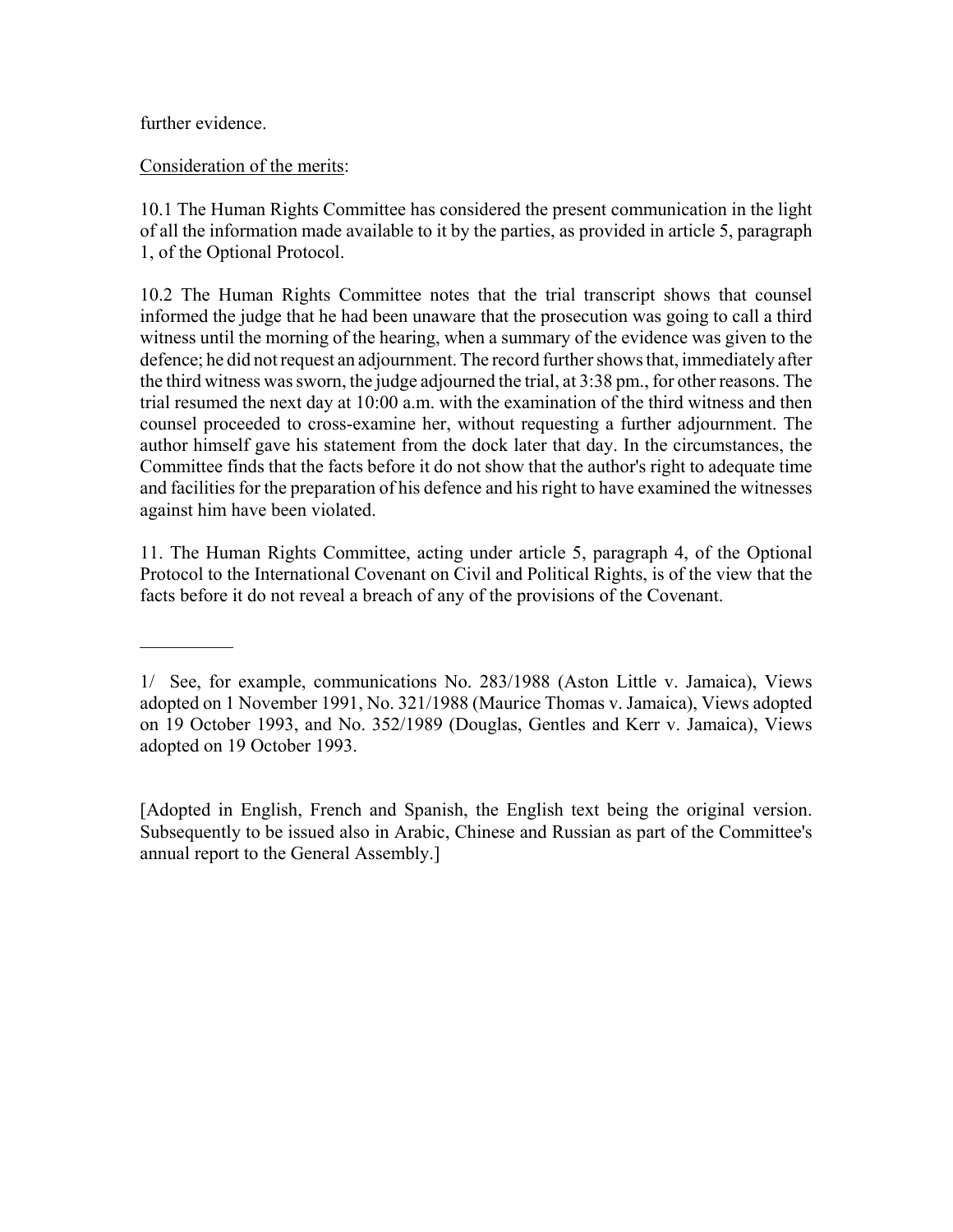further evidence.

Consideration of the merits:

10.1 The Human Rights Committee has considered the present communication in the light of all the information made available to it by the parties, as provided in article 5, paragraph 1, of the Optional Protocol.

10.2 The Human Rights Committee notes that the trial transcript shows that counsel informed the judge that he had been unaware that the prosecution was going to call a third witness until the morning of the hearing, when a summary of the evidence was given to the defence; he did not request an adjournment. The record further shows that, immediately after the third witness was sworn, the judge adjourned the trial, at 3:38 pm., for other reasons. The trial resumed the next day at 10:00 a.m. with the examination of the third witness and then counsel proceeded to cross-examine her, without requesting a further adjournment. The author himself gave his statement from the dock later that day. In the circumstances, the Committee finds that the facts before it do not show that the author's right to adequate time and facilities for the preparation of his defence and his right to have examined the witnesses against him have been violated.

11. The Human Rights Committee, acting under article 5, paragraph 4, of the Optional Protocol to the International Covenant on Civil and Political Rights, is of the view that the facts before it do not reveal a breach of any of the provisions of the Covenant.

---

1/ See, for example, communications No. 283/1988 (Aston Little v. Jamaica), Views adopted on 1 November 1991, No. 321/1988 (Maurice Thomas v. Jamaica), Views adopted on 19 October 1993, and No. 352/1989 (Douglas, Gentles and Kerr v. Jamaica), Views adopted on 19 October 1993.

[Adopted in English, French and Spanish, the English text being the original version. Subsequently to be issued also in Arabic, Chinese and Russian as part of the Committee's annual report to the General Assembly.]